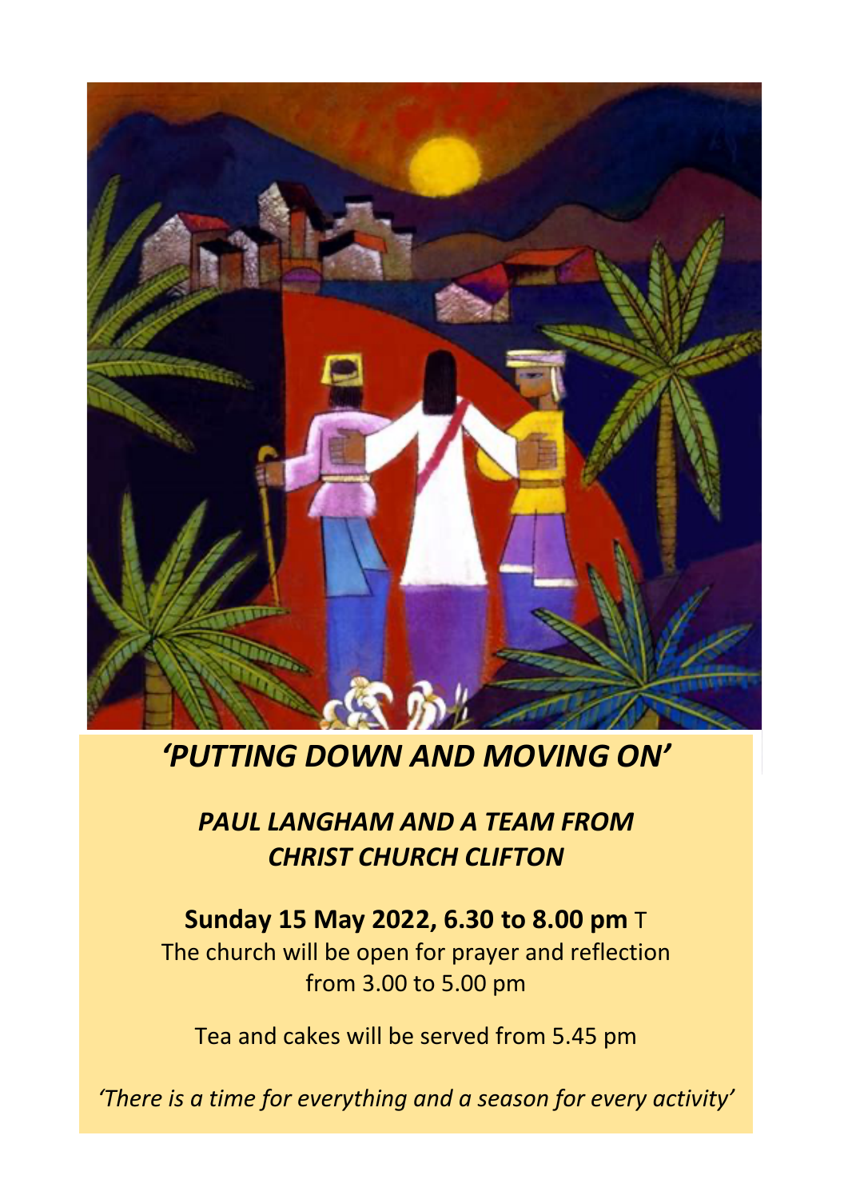# *'PUTTING DOWN AND MOVING ON'*

## *PAUL LANGHAM AND A TEAM FROM CHRIST CHURCH CLIFTON*

**Sunday 15 May 2022, 6.30 to 8.00 pm** T

The church will be open for prayer and reflection from 3.00 to 5.00 pm

Tea and cakes will be served from 5.45 pm

*'There is a time for everything and a season for every activity'*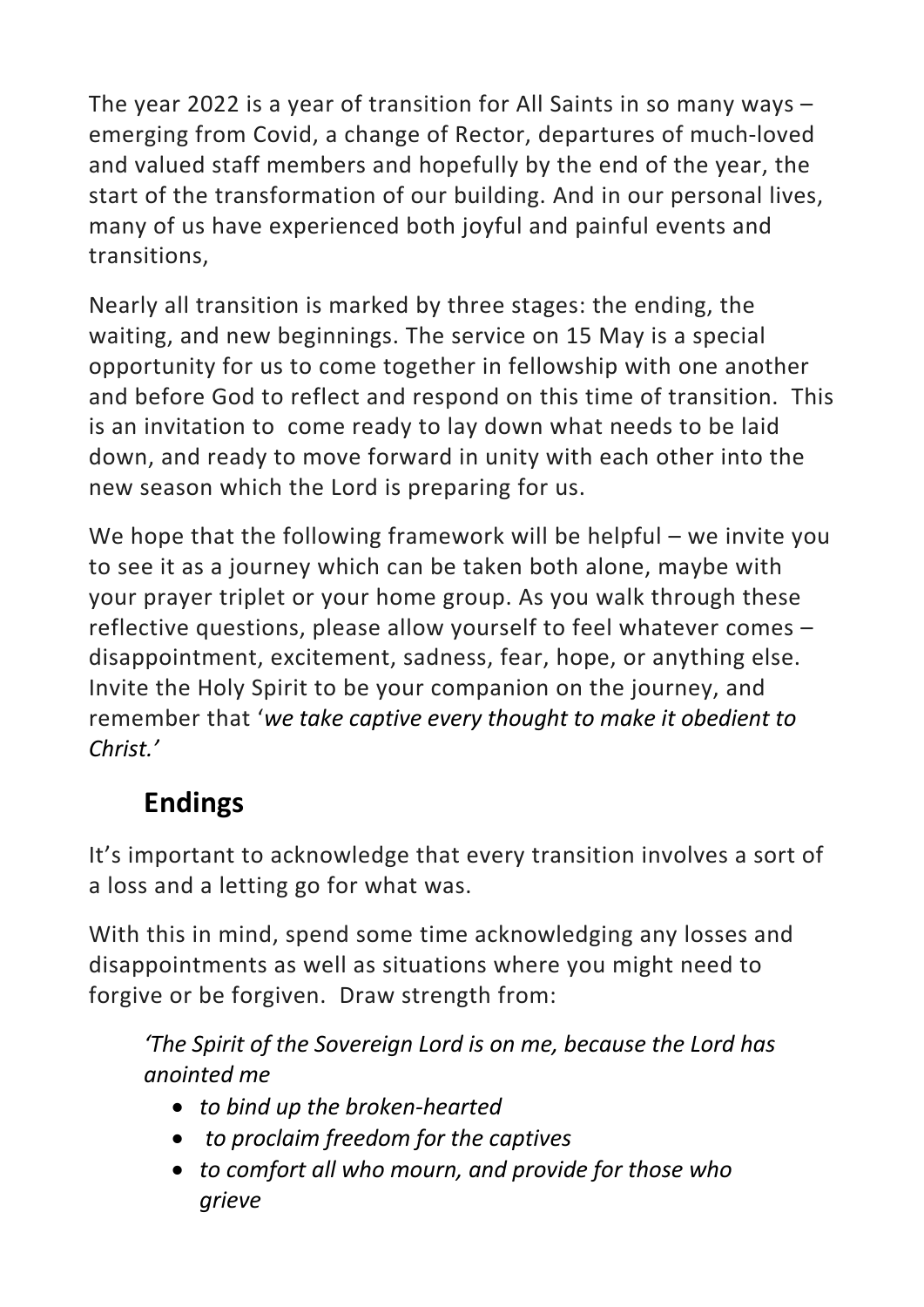The year 2022 is a year of transition for All Saints in so many ways – emerging from Covid, a change of Rector, departures of much-loved and valued staff members and hopefully by the end of the year, the start of the transformation of our building. And in our personal lives, many of us have experienced both joyful and painful events and transitions,

Nearly all transition is marked by three stages: the ending, the waiting, and new beginnings. The service on 15 May is a special opportunity for us to come together in fellowship with one another and before God to reflect and respond on this time of transition. This is an invitation to come ready to lay down what needs to be laid down, and ready to move forward in unity with each other into the new season which the Lord is preparing for us.

We hope that the following framework will be helpful – we invite you to see it as a journey which can be taken both alone, maybe with your prayer triplet or your home group. As you walk through these reflective questions, please allow yourself to feel whatever comes – disappointment, excitement, sadness, fear, hope, or anything else. Invite the Holy Spirit to be your companion on the journey, and remember that '*we take captive every thought to make it obedient to Christ.'*

## Endings

It's important to acknowledge that every transition involves a sort of a loss and a letting go for what was.

With this in mind, spend some time acknowledging any losses and disappointments as well as situations where you might need to forgive or be forgiven. Draw strength from:

> *'The Spirit of the Sovereign Lord is on me, because the Lord has anointed me*
>
> - *to bind up the broken-hearted*
> - *to proclaim freedom for the captives*
> - *to comfort all who mourn, and provide for those who grieve*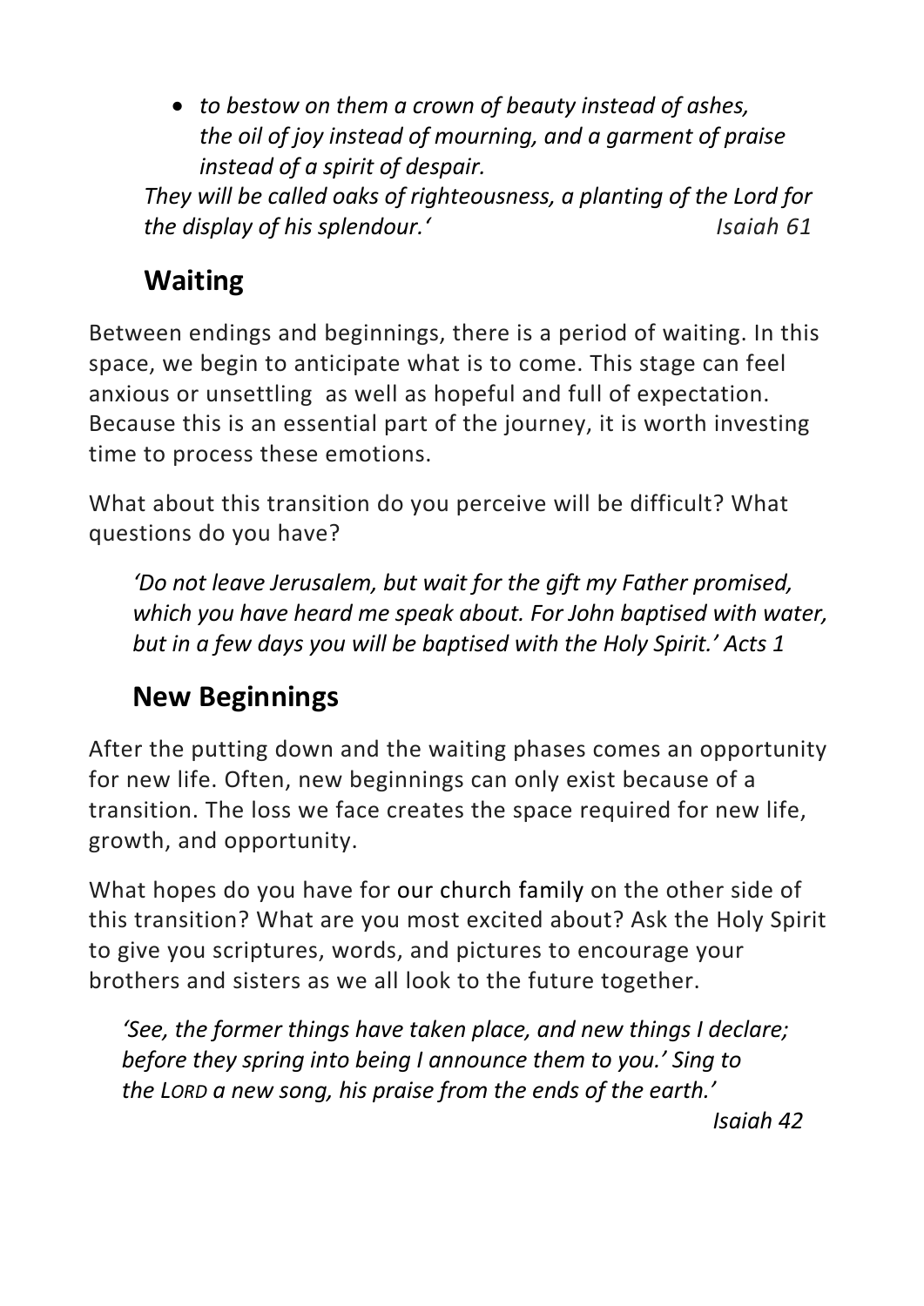- *to bestow on them a crown of beauty instead of ashes, the oil of joy instead of mourning, and a garment of praise instead of a spirit of despair.*

*They will be called oaks of righteousness, a planting of the Lord for the display of his splendour.'* *Isaiah 61*

## Waiting

Between endings and beginnings, there is a period of waiting. In this space, we begin to anticipate what is to come. This stage can feel anxious or unsettling as well as hopeful and full of expectation. Because this is an essential part of the journey, it is worth investing time to process these emotions.

What about this transition do you perceive will be difficult? What questions do you have?

*'Do not leave Jerusalem, but wait for the gift my Father promised, which you have heard me speak about. For John baptised with water, but in a few days you will be baptised with the Holy Spirit.' Acts 1*

## New Beginnings

After the putting down and the waiting phases comes an opportunity for new life. Often, new beginnings can only exist because of a transition. The loss we face creates the space required for new life, growth, and opportunity.

What hopes do you have for our church family on the other side of this transition? What are you most excited about? Ask the Holy Spirit to give you scriptures, words, and pictures to encourage your brothers and sisters as we all look to the future together.

*'See, the former things have taken place, and new things I declare; before they spring into being I announce them to you.' Sing to the LORD a new song, his praise from the ends of the earth.'*

*Isaiah 42*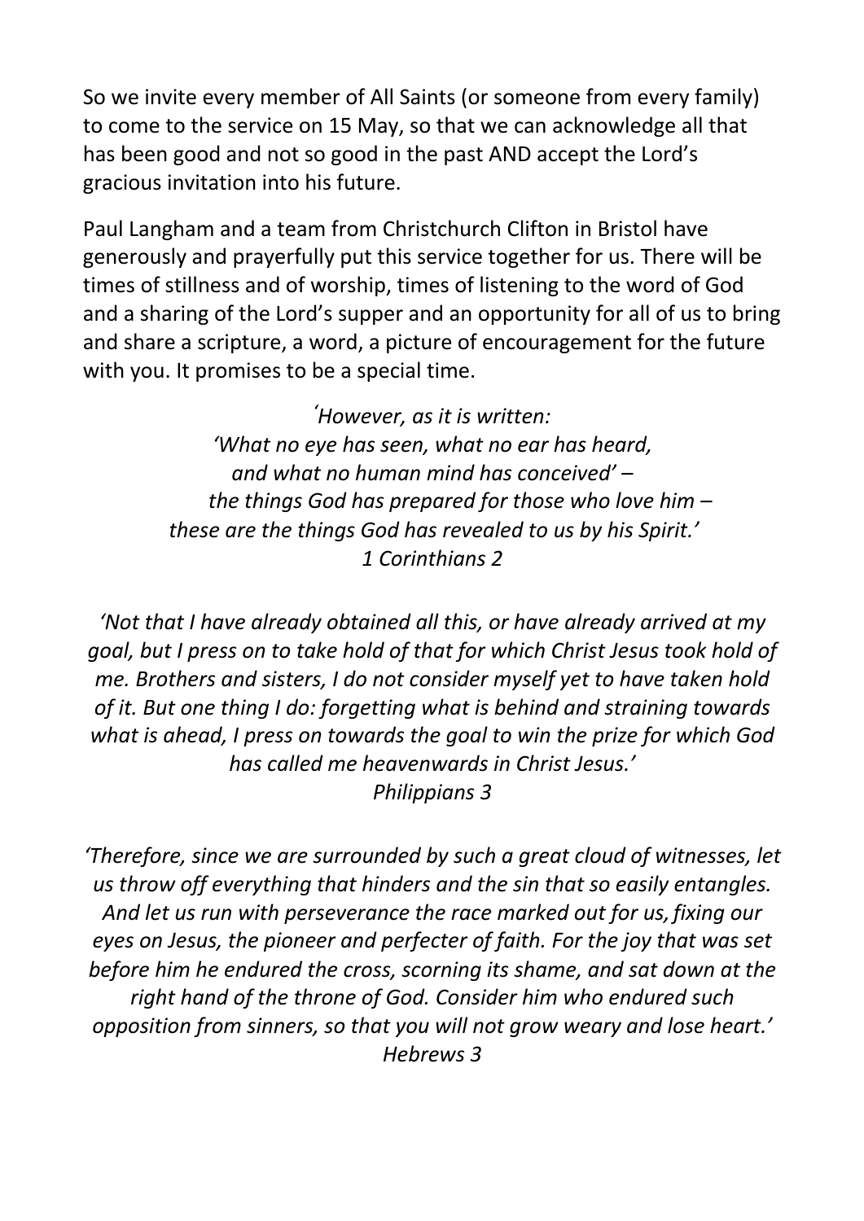So we invite every member of All Saints (or someone from every family) to come to the service on 15 May, so that we can acknowledge all that has been good and not so good in the past AND accept the Lord's gracious invitation into his future.

Paul Langham and a team from Christchurch Clifton in Bristol have generously and prayerfully put this service together for us. There will be times of stillness and of worship, times of listening to the word of God and a sharing of the Lord's supper and an opportunity for all of us to bring and share a scripture, a word, a picture of encouragement for the future with you. It promises to be a special time.

*'However, as it is written:*
*'What no eye has seen, what no ear has heard,*
*and what no human mind has conceived' –*
*the things God has prepared for those who love him –*
*these are the things God has revealed to us by his Spirit.'*
*1 Corinthians 2*

*'Not that I have already obtained all this, or have already arrived at my goal, but I press on to take hold of that for which Christ Jesus took hold of me. Brothers and sisters, I do not consider myself yet to have taken hold of it. But one thing I do: forgetting what is behind and straining towards what is ahead, I press on towards the goal to win the prize for which God has called me heavenwards in Christ Jesus.'*
*Philippians 3*

*'Therefore, since we are surrounded by such a great cloud of witnesses, let us throw off everything that hinders and the sin that so easily entangles. And let us run with perseverance the race marked out for us, fixing our eyes on Jesus, the pioneer and perfecter of faith. For the joy that was set before him he endured the cross, scorning its shame, and sat down at the right hand of the throne of God. Consider him who endured such opposition from sinners, so that you will not grow weary and lose heart.'*
*Hebrews 3*